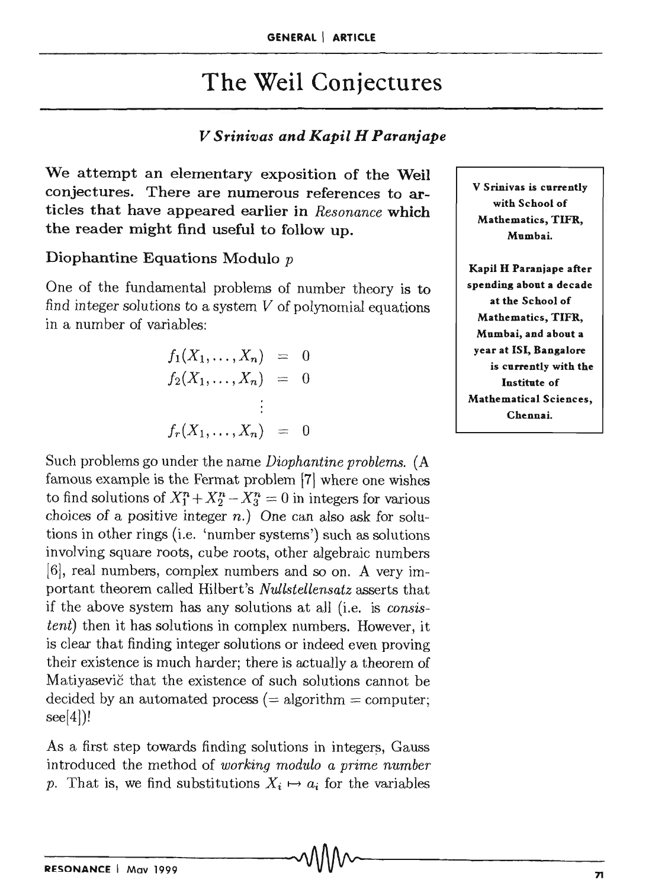# The Weil Conjectures

*V Srinivas and Kapil H Paranjape*

**We attempt an elementary exposition of the Weil conjectures. There are numerous references to articles that have appeared earlier in *Resonance* which the reader might find useful to follow up.**

V Srinivas is currently with School of Mathematics, TIFR, Mumbai.

Kapil H Paranjape after spending about a decade at the School of Mathematics, TIFR, Mumbai, and about a year at ISI, Bangalore is currently with the Institute of Mathematical Sciences, Chennai.

## Diophantine Equations Modulo $p$

One of the fundamental problems of number theory is to find integer solutions to a system $V$ of polynomial equations in a number of variables:

$$
\begin{aligned}
f_1(X_1, \ldots, X_n) &= 0 \\
f_2(X_1, \ldots, X_n) &= 0 \\
&\vdots \\
f_r(X_1, \ldots, X_n) &= 0
\end{aligned}
$$

Such problems go under the name *Diophantine problems.* (A famous example is the Fermat problem [7] where one wishes to find solutions of $X_1^n + X_2^n - X_3^n = 0$ in integers for various choices of a positive integer $n$.) One can also ask for solutions in other rings (i.e. 'number systems') such as solutions involving square roots, cube roots, other algebraic numbers [6], real numbers, complex numbers and so on. A very important theorem called Hilbert's *Nullstellensatz* asserts that if the above system has any solutions at all (i.e. is *consistent*) then it has solutions in complex numbers. However, it is clear that finding integer solutions or indeed even proving their existence is much harder; there is actually a theorem of Matiyasevič that the existence of such solutions cannot be decided by an automated process (= algorithm = computer; see[4])!

As a first step towards finding solutions in integers, Gauss introduced the method of *working modulo a prime number $p$*. That is, we find substitutions $X_i \mapsto a_i$ for the variables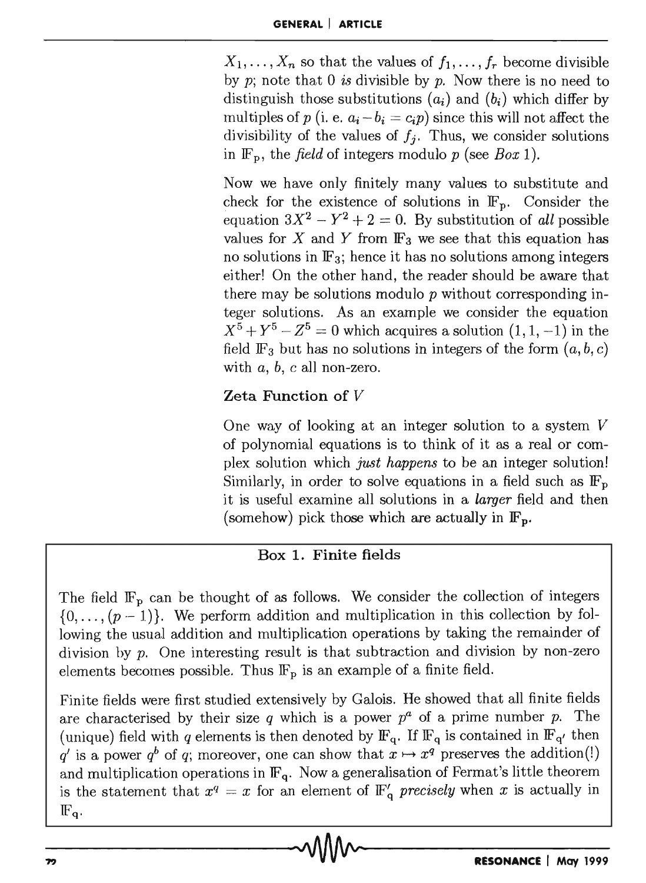$X_1, \ldots, X_n$ so that the values of $f_1, \ldots, f_r$ become divisible by $p$; note that 0 *is* divisible by $p$. Now there is no need to distinguish those substitutions $(a_i)$ and $(b_i)$ which differ by multiples of $p$ (i. e. $a_i - b_i = c_i p$) since this will not affect the divisibility of the values of $f_j$. Thus, we consider solutions in $\mathbb{F}_p$, the *field* of integers modulo $p$ (see *Box* 1).

Now we have only finitely many values to substitute and check for the existence of solutions in $\mathbb{F}_p$. Consider the equation $3X^2 - Y^2 + 2 = 0$. By substitution of *all* possible values for $X$ and $Y$ from $\mathbb{F}_3$ we see that this equation has no solutions in $\mathbb{F}_3$; hence it has no solutions among integers either! On the other hand, the reader should be aware that there may be solutions modulo $p$ without corresponding integer solutions. As an example we consider the equation $X^5 + Y^5 - Z^5 = 0$ which acquires a solution $(1, 1, -1)$ in the field $\mathbb{F}_3$ but has no solutions in integers of the form $(a, b, c)$ with $a$, $b$, $c$ all non-zero.

## Zeta Function of $V$

One way of looking at an integer solution to a system $V$ of polynomial equations is to think of it as a real or complex solution which *just happens* to be an integer solution! Similarly, in order to solve equations in a field such as $\mathbb{F}_p$ it is useful examine all solutions in a *larger* field and then (somehow) pick those which are actually in $\mathbb{F}_p$.

### Box 1. Finite fields

The field $\mathbb{F}_p$ can be thought of as follows. We consider the collection of integers $\{0, \ldots, (p-1)\}$. We perform addition and multiplication in this collection by following the usual addition and multiplication operations by taking the remainder of division by $p$. One interesting result is that subtraction and division by non-zero elements becomes possible. Thus $\mathbb{F}_p$ is an example of a finite field.

Finite fields were first studied extensively by Galois. He showed that all finite fields are characterised by their size $q$ which is a power $p^a$ of a prime number $p$. The (unique) field with $q$ elements is then denoted by $\mathbb{F}_q$. If $\mathbb{F}_q$ is contained in $\mathbb{F}_{q'}$ then $q'$ is a power $q^b$ of $q$; moreover, one can show that $x \mapsto x^q$ preserves the addition(!) and multiplication operations in $\mathbb{F}_q$. Now a generalisation of Fermat's little theorem is the statement that $x^q = x$ for an element of $\mathbb{F}'_q$ *precisely* when $x$ is actually in $\mathbb{F}_q$.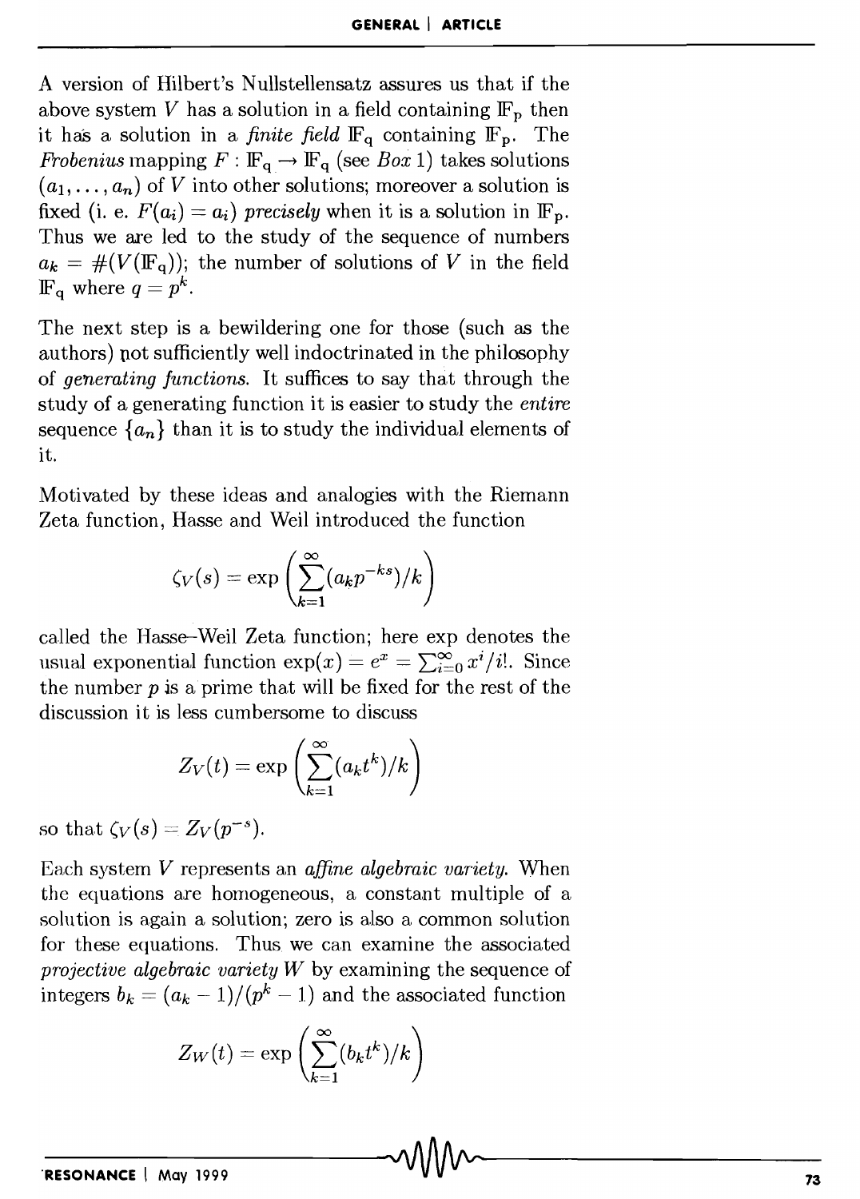A version of Hilbert's Nullstellensatz assures us that if the above system $V$ has a solution in a field containing $\mathbb{F}_p$ then it has a solution in a *finite field* $\mathbb{F}_q$ containing $\mathbb{F}_p$. The *Frobenius* mapping $F : \mathbb{F}_q \to \mathbb{F}_q$ (see *Box* 1) takes solutions $(a_1, \ldots, a_n)$ of $V$ into other solutions; moreover a solution is fixed (i. e. $F(a_i) = a_i$) *precisely* when it is a solution in $\mathbb{F}_p$. Thus we are led to the study of the sequence of numbers $a_k = \#(V(\mathbb{F}_q))$; the number of solutions of $V$ in the field $\mathbb{F}_q$ where $q = p^k$.

The next step is a bewildering one for those (such as the authors) not sufficiently well indoctrinated in the philosophy of *generating functions*. It suffices to say that through the study of a generating function it is easier to study the *entire* sequence $\{a_n\}$ than it is to study the individual elements of it.

Motivated by these ideas and analogies with the Riemann Zeta function, Hasse and Weil introduced the function

$$\zeta_V(s) = \exp\left(\sum_{k=1}^{\infty}(a_k p^{-ks})/k\right)$$

called the Hasse–Weil Zeta function; here exp denotes the usual exponential function $\exp(x) = e^x = \sum_{i=0}^{\infty} x^i/i!$. Since the number $p$ is a prime that will be fixed for the rest of the discussion it is less cumbersome to discuss

$$Z_V(t) = \exp\left(\sum_{k=1}^{\infty}(a_k t^k)/k\right)$$

so that $\zeta_V(s) = Z_V(p^{-s})$.

Each system $V$ represents an *affine algebraic variety*. When the equations are homogeneous, a constant multiple of a solution is again a solution; zero is also a common solution for these equations. Thus we can examine the associated *projective algebraic variety* $W$ by examining the sequence of integers $b_k = (a_k - 1)/(p^k - 1)$ and the associated function

$$Z_W(t) = \exp\left(\sum_{k=1}^{\infty}(b_k t^k)/k\right)$$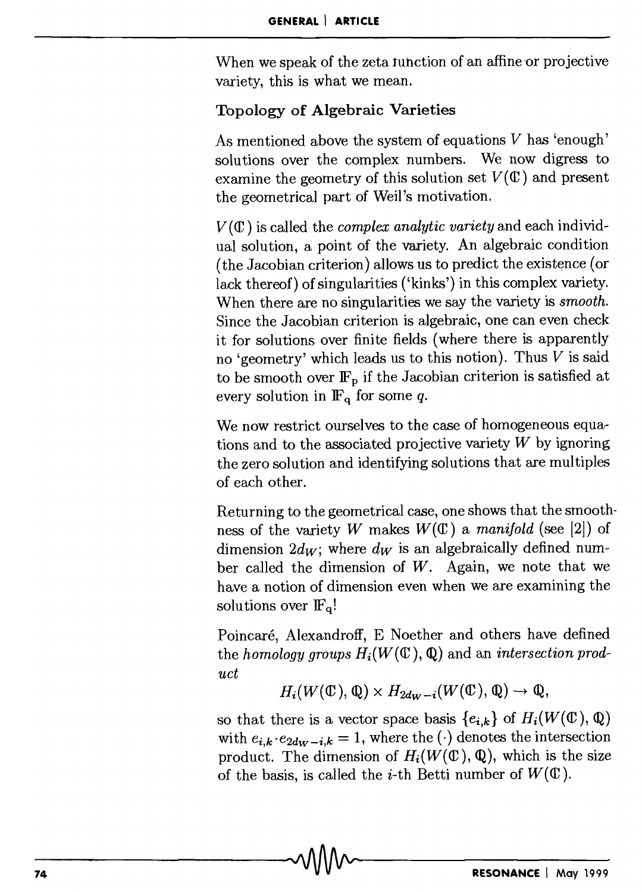When we speak of the zeta function of an affine or projective variety, this is what we mean.

### Topology of Algebraic Varieties

As mentioned above the system of equations $V$ has 'enough' solutions over the complex numbers. We now digress to examine the geometry of this solution set $V(\mathbb{C})$ and present the geometrical part of Weil's motivation.

$V(\mathbb{C})$ is called the *complex analytic variety* and each individual solution, a point of the variety. An algebraic condition (the Jacobian criterion) allows us to predict the existence (or lack thereof) of singularities ('kinks') in this complex variety. When there are no singularities we say the variety is *smooth*. Since the Jacobian criterion is algebraic, one can even check it for solutions over finite fields (where there is apparently no 'geometry' which leads us to this notion). Thus $V$ is said to be smooth over $\mathbb{F}_p$ if the Jacobian criterion is satisfied at every solution in $\mathbb{F}_q$ for some $q$.

We now restrict ourselves to the case of homogeneous equations and to the associated projective variety $W$ by ignoring the zero solution and identifying solutions that are multiples of each other.

Returning to the geometrical case, one shows that the smoothness of the variety $W$ makes $W(\mathbb{C})$ a *manifold* (see [2]) of dimension $2d_W$; where $d_W$ is an algebraically defined number called the dimension of $W$. Again, we note that we have a notion of dimension even when we are examining the solutions over $\mathbb{F}_q$!

Poincaré, Alexandroff, E Noether and others have defined the *homology groups* $H_i(W(\mathbb{C}), \mathbb{Q})$ and an *intersection product*

$$H_i(W(\mathbb{C}), \mathbb{Q}) \times H_{2d_W - i}(W(\mathbb{C}), \mathbb{Q}) \to \mathbb{Q},$$

so that there is a vector space basis $\{e_{i,k}\}$ of $H_i(W(\mathbb{C}), \mathbb{Q})$ with $e_{i,k} \cdot e_{2d_W - i,k} = 1$, where the $(\cdot)$ denotes the intersection product. The dimension of $H_i(W(\mathbb{C}), \mathbb{Q})$, which is the size of the basis, is called the $i$-th Betti number of $W(\mathbb{C})$.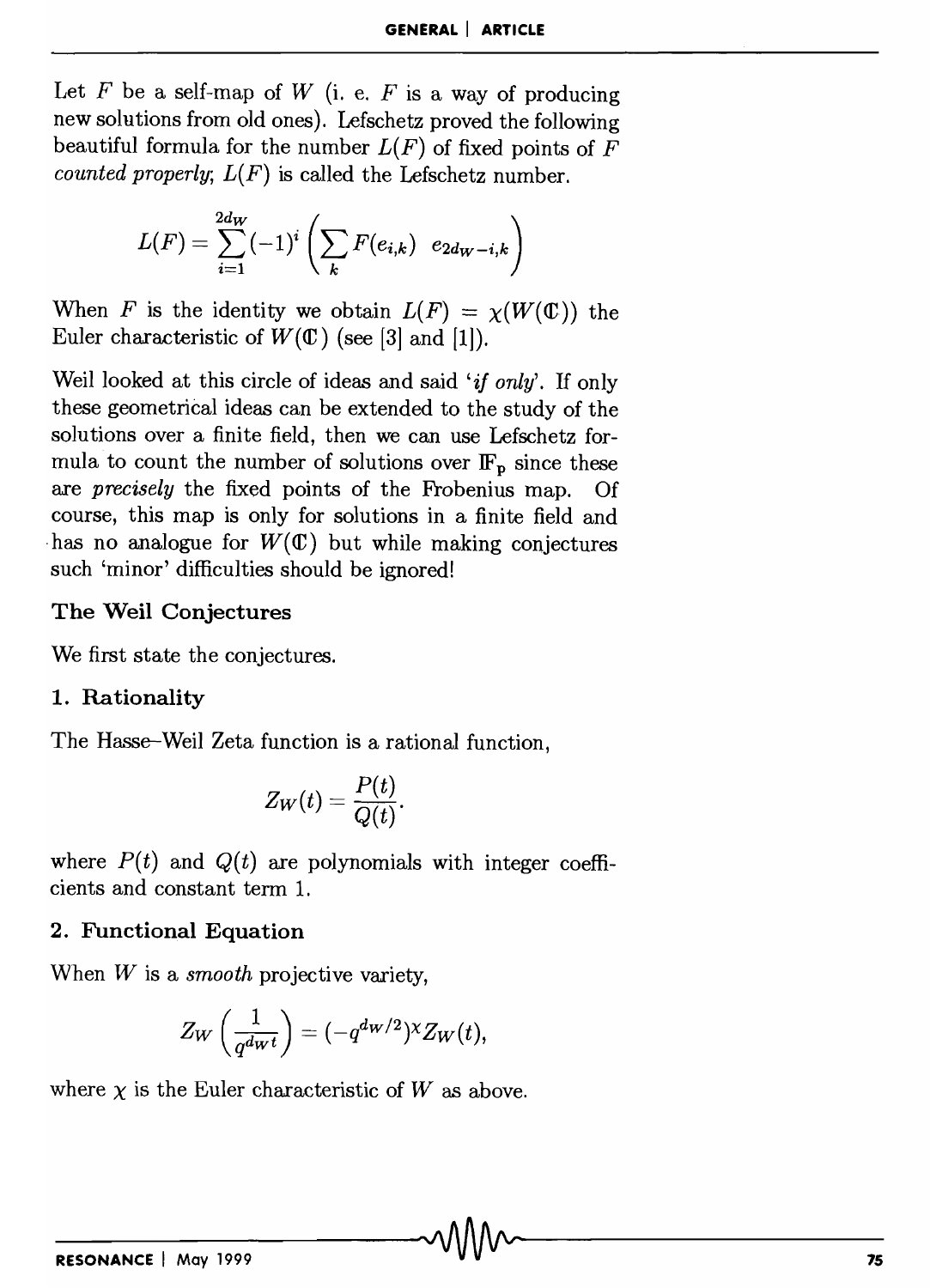Let $F$ be a self-map of $W$ (i. e. $F$ is a way of producing new solutions from old ones). Lefschetz proved the following beautiful formula for the number $L(F)$ of fixed points of $F$ *counted properly*; $L(F)$ is called the Lefschetz number.

$$L(F) = \sum_{i=1}^{2d_W} (-1)^i \left( \sum_k F(e_{i,k}) \;\; e_{2d_W - i,k} \right)$$

When $F$ is the identity we obtain $L(F) = \chi(W(\mathbb{C}))$ the Euler characteristic of $W(\mathbb{C})$ (see [3] and [1]).

Weil looked at this circle of ideas and said '*if only*'. If only these geometrical ideas can be extended to the study of the solutions over a finite field, then we can use Lefschetz formula to count the number of solutions over $\mathbb{F}_p$ since these are *precisely* the fixed points of the Frobenius map. Of course, this map is only for solutions in a finite field and has no analogue for $W(\mathbb{C})$ but while making conjectures such 'minor' difficulties should be ignored!

## The Weil Conjectures

We first state the conjectures.

### 1. Rationality

The Hasse–Weil Zeta function is a rational function,

$$Z_W(t) = \frac{P(t)}{Q(t)}.$$

where $P(t)$ and $Q(t)$ are polynomials with integer coefficients and constant term 1.

### 2. Functional Equation

When $W$ is a *smooth* projective variety,

$$Z_W\left(\frac{1}{q^{d_W} t}\right) = (-q^{d_W/2})^{\chi} Z_W(t),$$

where $\chi$ is the Euler characteristic of $W$ as above.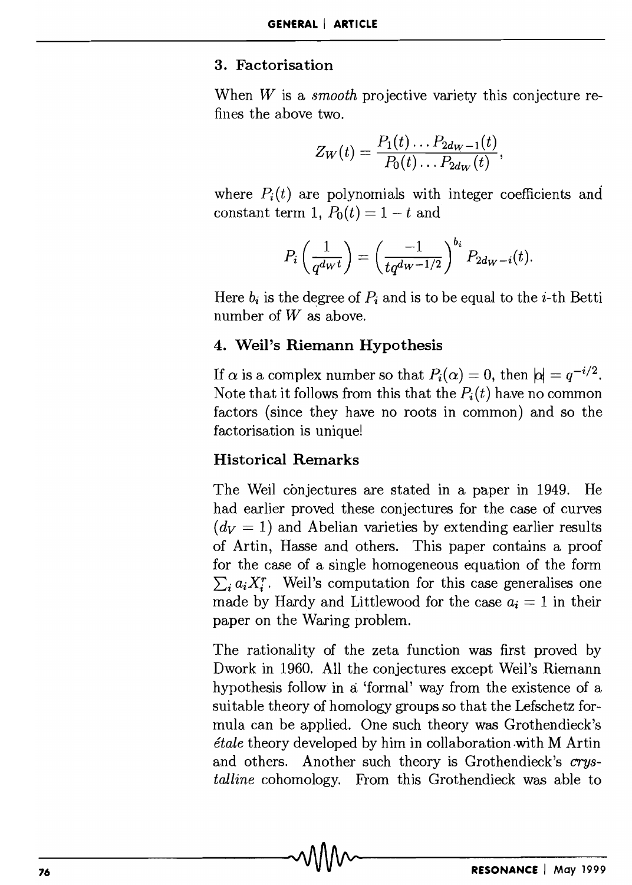### 3. Factorisation

When $W$ is a *smooth* projective variety this conjecture refines the above two.

$$Z_W(t) = \frac{P_1(t)\dots P_{2d_W-1}(t)}{P_0(t)\dots P_{2d_W}(t)},$$

where $P_i(t)$ are polynomials with integer coefficients and constant term 1, $P_0(t) = 1 - t$ and

$$P_i\left(\frac{1}{q^{d_W}t}\right) = \left(\frac{-1}{tq^{d_W-1/2}}\right)^{b_i} P_{2d_W-i}(t).$$

Here $b_i$ is the degree of $P_i$ and is to be equal to the $i$-th Betti number of $W$ as above.

### 4. Weil's Riemann Hypothesis

If $\alpha$ is a complex number so that $P_i(\alpha) = 0$, then $|\alpha| = q^{-i/2}$. Note that it follows from this that the $P_i(t)$ have no common factors (since they have no roots in common) and so the factorisation is unique!

### Historical Remarks

The Weil conjectures are stated in a paper in 1949. He had earlier proved these conjectures for the case of curves ($d_V = 1$) and Abelian varieties by extending earlier results of Artin, Hasse and others. This paper contains a proof for the case of a single homogeneous equation of the form $\sum_i a_i X_i^r$. Weil's computation for this case generalises one made by Hardy and Littlewood for the case $a_i = 1$ in their paper on the Waring problem.

The rationality of the zeta function was first proved by Dwork in 1960. All the conjectures except Weil's Riemann hypothesis follow in a 'formal' way from the existence of a suitable theory of homology groups so that the Lefschetz formula can be applied. One such theory was Grothendieck's *étale* theory developed by him in collaboration with M Artin and others. Another such theory is Grothendieck's *crystalline* cohomology. From this Grothendieck was able to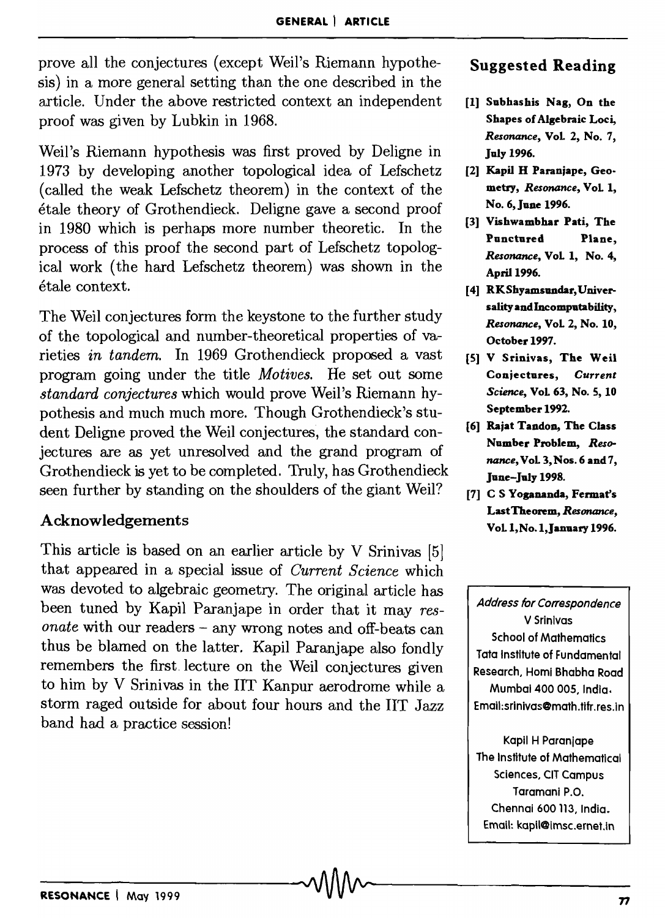prove all the conjectures (except Weil's Riemann hypothesis) in a more general setting than the one described in the article. Under the above restricted context an independent proof was given by Lubkin in 1968.

Weil's Riemann hypothesis was first proved by Deligne in 1973 by developing another topological idea of Lefschetz (called the weak Lefschetz theorem) in the context of the étale theory of Grothendieck. Deligne gave a second proof in 1980 which is perhaps more number theoretic. In the process of this proof the second part of Lefschetz topological work (the hard Lefschetz theorem) was shown in the étale context.

The Weil conjectures form the keystone to the further study of the topological and number-theoretical properties of varieties *in tandem*. In 1969 Grothendieck proposed a vast program going under the title *Motives*. He set out some *standard conjectures* which would prove Weil's Riemann hypothesis and much much more. Though Grothendieck's student Deligne proved the Weil conjectures, the standard conjectures are as yet unresolved and the grand program of Grothendieck is yet to be completed. Truly, has Grothendieck seen further by standing on the shoulders of the giant Weil?

## Acknowledgements

This article is based on an earlier article by V Srinivas [5] that appeared in a special issue of *Current Science* which was devoted to algebraic geometry. The original article has been tuned by Kapil Paranjape in order that it may *resonate* with our readers – any wrong notes and off-beats can thus be blamed on the latter. Kapil Paranjape also fondly remembers the first lecture on the Weil conjectures given to him by V Srinivas in the IIT Kanpur aerodrome while a storm raged outside for about four hours and the IIT Jazz band had a practice session!

## Suggested Reading

[1] Subhashis Nag, On the Shapes of Algebraic Loci, *Resonance*, Vol. 2, No. 7, July 1996.

[2] Kapil H Paranjape, Geometry, *Resonance*, Vol. 1, No. 6, June 1996.

[3] Vishwambhar Pati, The Punctured Plane, *Resonance*, Vol. 1, No. 4, April 1996.

[4] R K Shyamsundar, Universality and Incomputability, *Resonance*, Vol. 2, No. 10, October 1997.

[5] V Srinivas, The Weil Conjectures, *Current Science*, Vol. 63, No. 5, 10 September 1992.

[6] Rajat Tandon, The Class Number Problem, *Resonance*, Vol. 3, Nos. 6 and 7, June–July 1998.

[7] C S Yogananda, Fermat's Last Theorem, *Resonance*, Vol. 1, No. 1, January 1996.

*Address for Correspondence*

V Srinivas
School of Mathematics
Tata Institute of Fundamental Research, Homi Bhabha Road
Mumbai 400 005, India.
Email: srinivas@math.tifr.res.in

Kapil H Paranjape
The Institute of Mathematical Sciences, CIT Campus
Taramani P.O.
Chennai 600 113, India.
Email: kapil@imsc.ernet.in